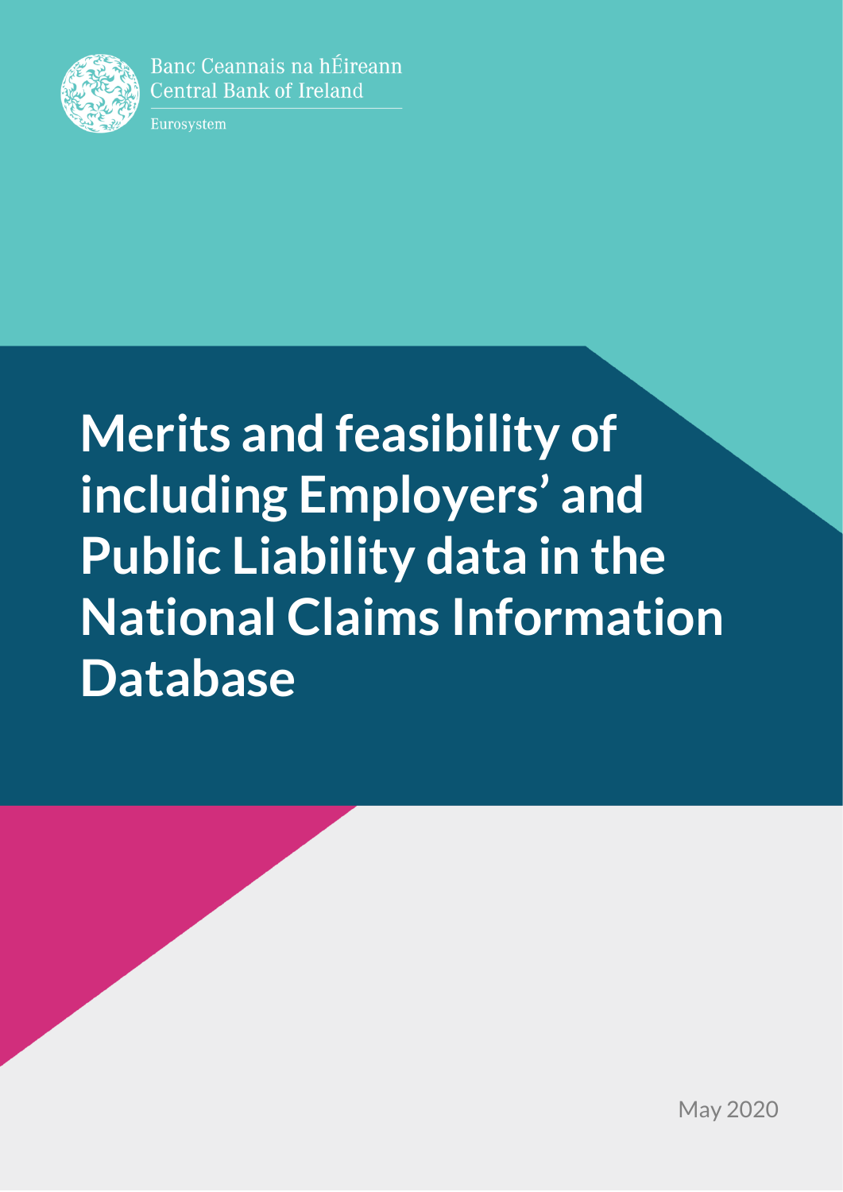Banc Ceannais na hÉireann
Central Bank of Ireland

Eurosystem

# Merits and feasibility of including Employers' and Public Liability data in the National Claims Information Database

May 2020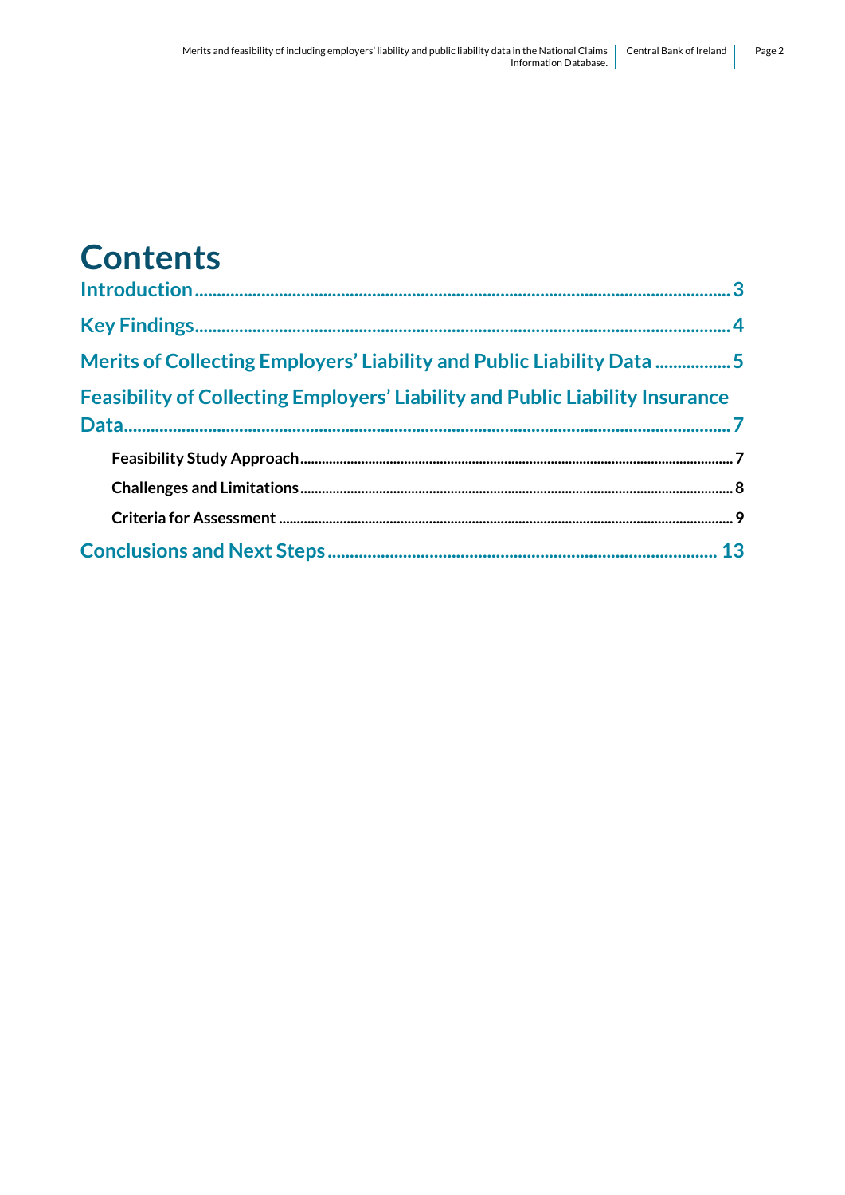# Contents

Introduction .......................................................................................................... 3

Key Findings .......................................................................................................... 4

Merits of Collecting Employers' Liability and Public Liability Data ................. 5

Feasibility of Collecting Employers' Liability and Public Liability Insurance Data .......................................................................................................... 7

- Feasibility Study Approach .......................................................................... 7
- Challenges and Limitations .......................................................................... 8
- Criteria for Assessment .............................................................................. 9

Conclusions and Next Steps .......................................................................... 13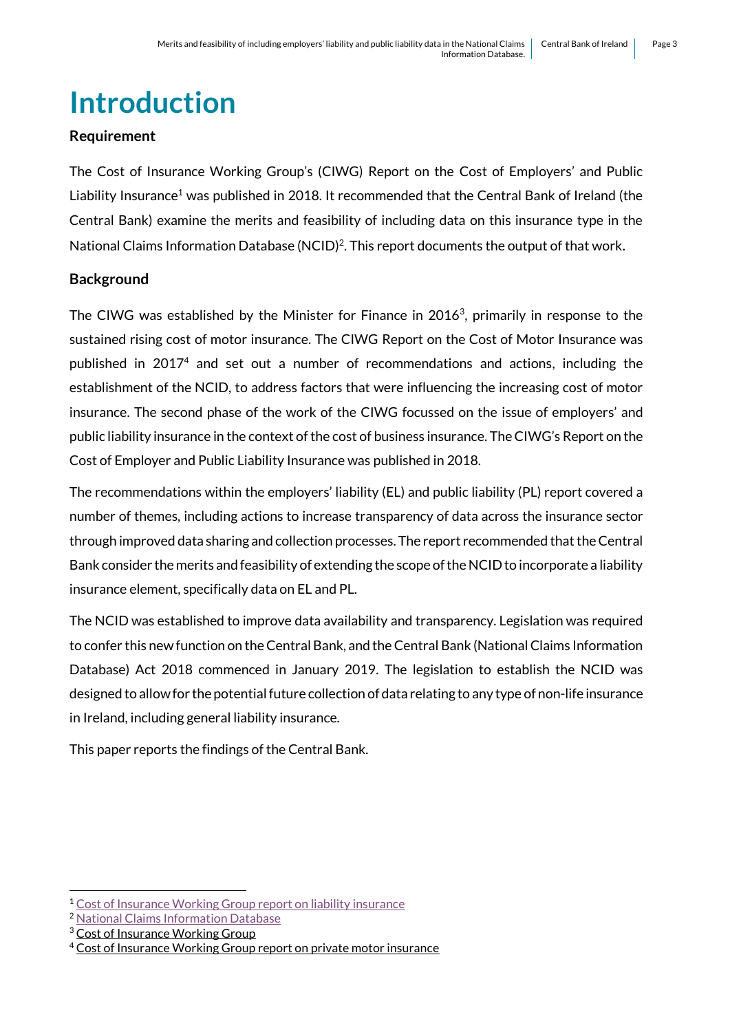# Introduction

**Requirement**

The Cost of Insurance Working Group's (CIWG) Report on the Cost of Employers' and Public Liability Insurance[1] was published in 2018. It recommended that the Central Bank of Ireland (the Central Bank) examine the merits and feasibility of including data on this insurance type in the National Claims Information Database (NCID)[2]. This report documents the output of that work.

**Background**

The CIWG was established by the Minister for Finance in 2016[3], primarily in response to the sustained rising cost of motor insurance. The CIWG Report on the Cost of Motor Insurance was published in 2017[4] and set out a number of recommendations and actions, including the establishment of the NCID, to address factors that were influencing the increasing cost of motor insurance. The second phase of the work of the CIWG focussed on the issue of employers' and public liability insurance in the context of the cost of business insurance. The CIWG's Report on the Cost of Employer and Public Liability Insurance was published in 2018.

The recommendations within the employers' liability (EL) and public liability (PL) report covered a number of themes, including actions to increase transparency of data across the insurance sector through improved data sharing and collection processes. The report recommended that the Central Bank consider the merits and feasibility of extending the scope of the NCID to incorporate a liability insurance element, specifically data on EL and PL.

The NCID was established to improve data availability and transparency. Legislation was required to confer this new function on the Central Bank, and the Central Bank (National Claims Information Database) Act 2018 commenced in January 2019. The legislation to establish the NCID was designed to allow for the potential future collection of data relating to any type of non-life insurance in Ireland, including general liability insurance.

This paper reports the findings of the Central Bank.

---

[1] Cost of Insurance Working Group report on liability insurance

[2] National Claims Information Database

[3] Cost of Insurance Working Group

[4] Cost of Insurance Working Group report on private motor insurance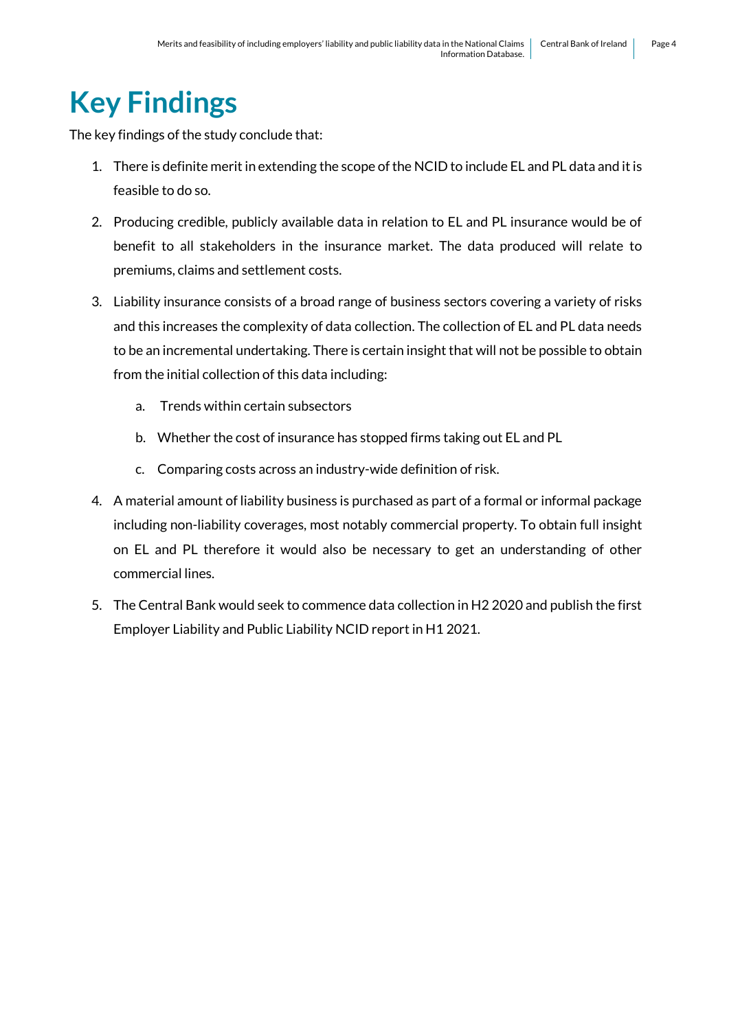# Key Findings

The key findings of the study conclude that:

1. There is definite merit in extending the scope of the NCID to include EL and PL data and it is feasible to do so.

2. Producing credible, publicly available data in relation to EL and PL insurance would be of benefit to all stakeholders in the insurance market. The data produced will relate to premiums, claims and settlement costs.

3. Liability insurance consists of a broad range of business sectors covering a variety of risks and this increases the complexity of data collection. The collection of EL and PL data needs to be an incremental undertaking. There is certain insight that will not be possible to obtain from the initial collection of this data including:

   a. Trends within certain subsectors

   b. Whether the cost of insurance has stopped firms taking out EL and PL

   c. Comparing costs across an industry-wide definition of risk.

4. A material amount of liability business is purchased as part of a formal or informal package including non-liability coverages, most notably commercial property. To obtain full insight on EL and PL therefore it would also be necessary to get an understanding of other commercial lines.

5. The Central Bank would seek to commence data collection in H2 2020 and publish the first Employer Liability and Public Liability NCID report in H1 2021.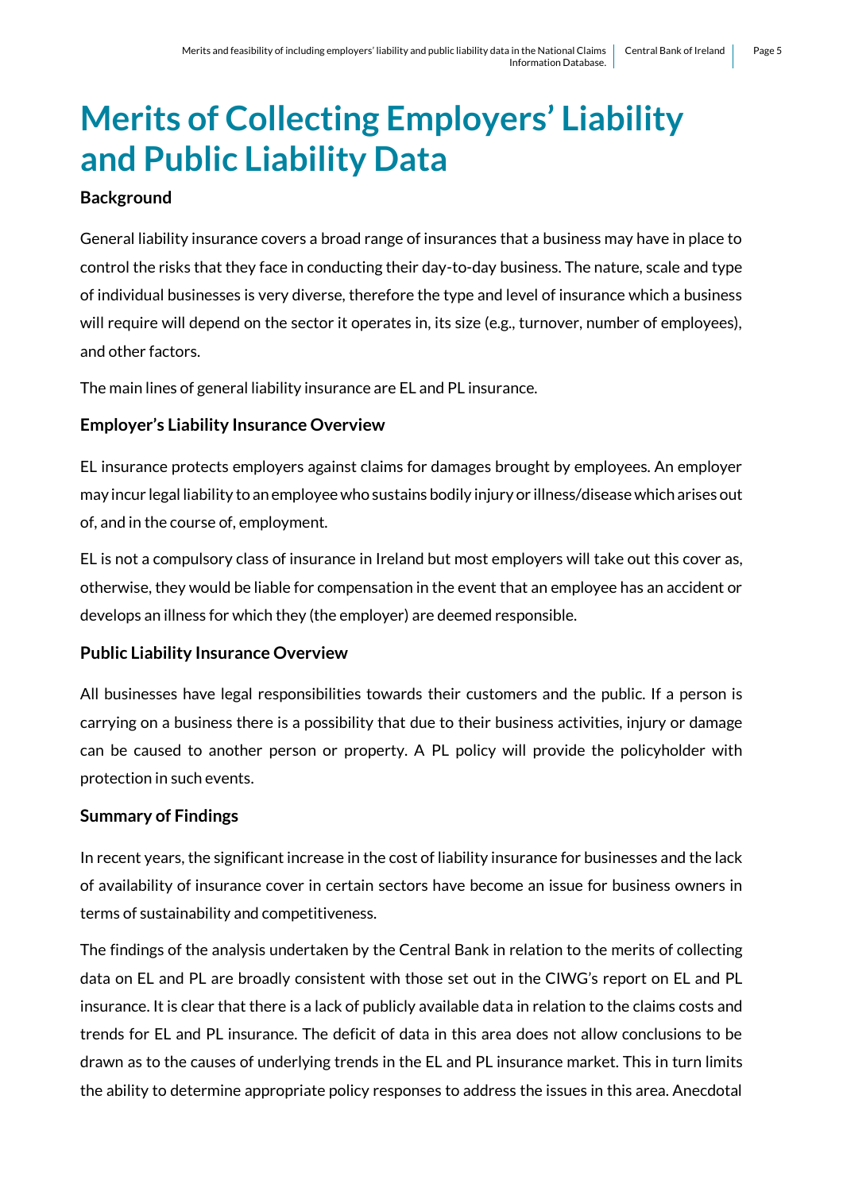# Merits of Collecting Employers' Liability and Public Liability Data

**Background**

General liability insurance covers a broad range of insurances that a business may have in place to control the risks that they face in conducting their day-to-day business. The nature, scale and type of individual businesses is very diverse, therefore the type and level of insurance which a business will require will depend on the sector it operates in, its size (e.g., turnover, number of employees), and other factors.

The main lines of general liability insurance are EL and PL insurance.

**Employer's Liability Insurance Overview**

EL insurance protects employers against claims for damages brought by employees. An employer may incur legal liability to an employee who sustains bodily injury or illness/disease which arises out of, and in the course of, employment.

EL is not a compulsory class of insurance in Ireland but most employers will take out this cover as, otherwise, they would be liable for compensation in the event that an employee has an accident or develops an illness for which they (the employer) are deemed responsible.

**Public Liability Insurance Overview**

All businesses have legal responsibilities towards their customers and the public. If a person is carrying on a business there is a possibility that due to their business activities, injury or damage can be caused to another person or property. A PL policy will provide the policyholder with protection in such events.

**Summary of Findings**

In recent years, the significant increase in the cost of liability insurance for businesses and the lack of availability of insurance cover in certain sectors have become an issue for business owners in terms of sustainability and competitiveness.

The findings of the analysis undertaken by the Central Bank in relation to the merits of collecting data on EL and PL are broadly consistent with those set out in the CIWG's report on EL and PL insurance. It is clear that there is a lack of publicly available data in relation to the claims costs and trends for EL and PL insurance. The deficit of data in this area does not allow conclusions to be drawn as to the causes of underlying trends in the EL and PL insurance market. This in turn limits the ability to determine appropriate policy responses to address the issues in this area. Anecdotal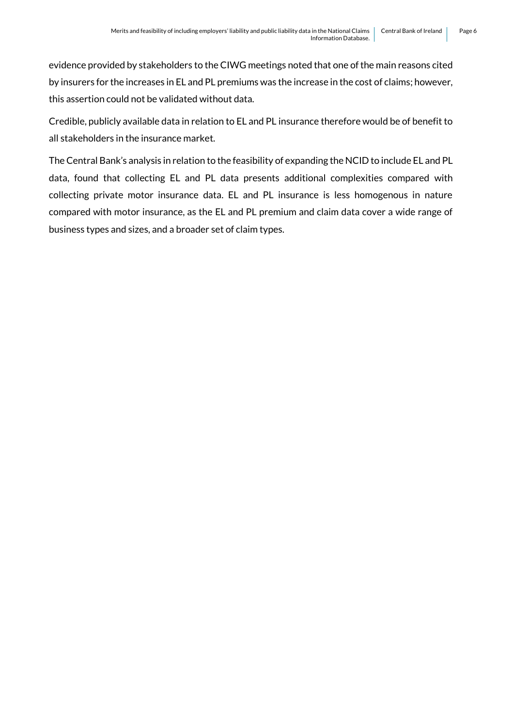evidence provided by stakeholders to the CIWG meetings noted that one of the main reasons cited by insurers for the increases in EL and PL premiums was the increase in the cost of claims; however, this assertion could not be validated without data.

Credible, publicly available data in relation to EL and PL insurance therefore would be of benefit to all stakeholders in the insurance market.

The Central Bank's analysis in relation to the feasibility of expanding the NCID to include EL and PL data, found that collecting EL and PL data presents additional complexities compared with collecting private motor insurance data. EL and PL insurance is less homogenous in nature compared with motor insurance, as the EL and PL premium and claim data cover a wide range of business types and sizes, and a broader set of claim types.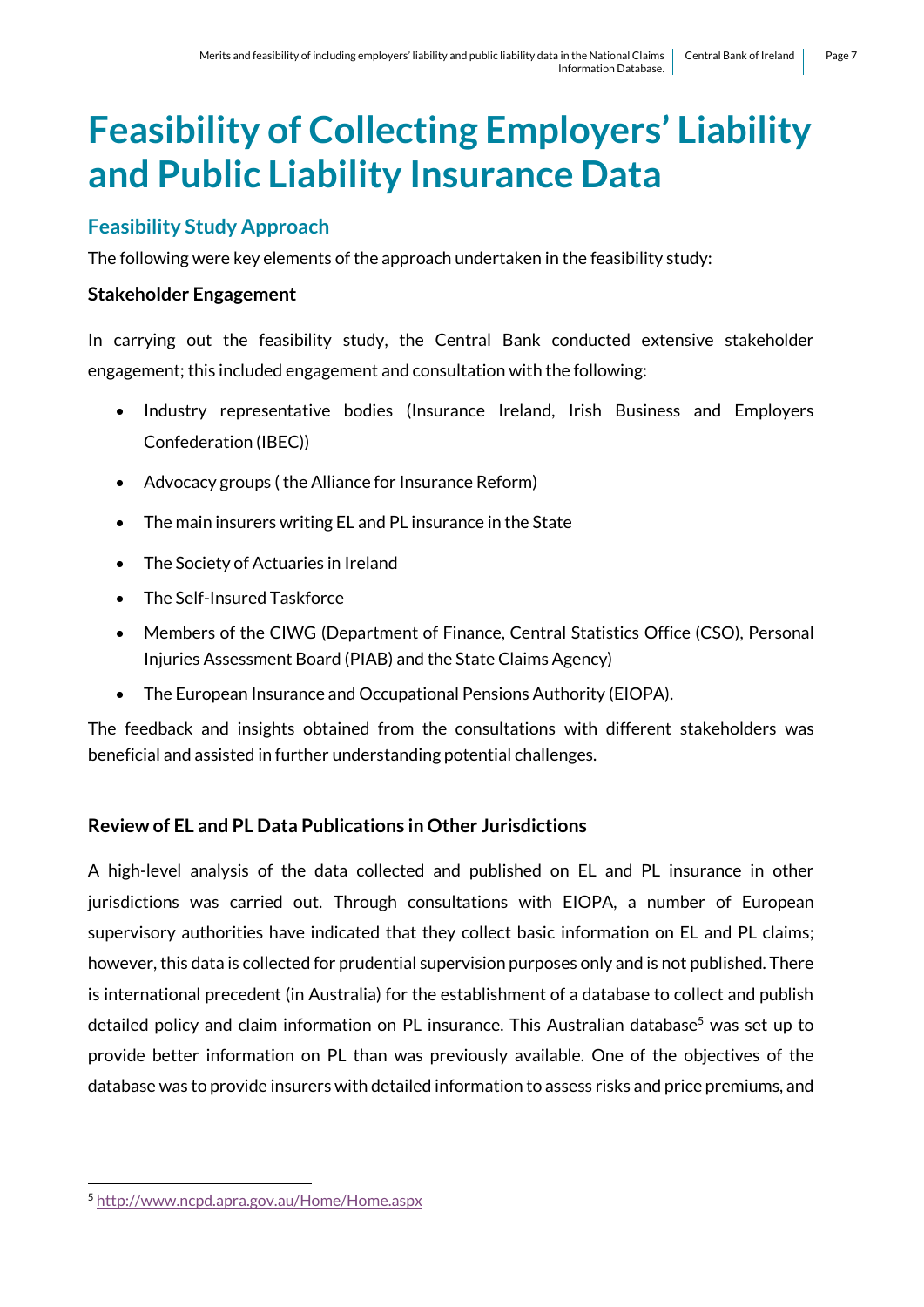# Feasibility of Collecting Employers' Liability and Public Liability Insurance Data

## Feasibility Study Approach

The following were key elements of the approach undertaken in the feasibility study:

### Stakeholder Engagement

In carrying out the feasibility study, the Central Bank conducted extensive stakeholder engagement; this included engagement and consultation with the following:

- Industry representative bodies (Insurance Ireland, Irish Business and Employers Confederation (IBEC))
- Advocacy groups ( the Alliance for Insurance Reform)
- The main insurers writing EL and PL insurance in the State
- The Society of Actuaries in Ireland
- The Self-Insured Taskforce
- Members of the CIWG (Department of Finance, Central Statistics Office (CSO), Personal Injuries Assessment Board (PIAB) and the State Claims Agency)
- The European Insurance and Occupational Pensions Authority (EIOPA).

The feedback and insights obtained from the consultations with different stakeholders was beneficial and assisted in further understanding potential challenges.

### Review of EL and PL Data Publications in Other Jurisdictions

A high-level analysis of the data collected and published on EL and PL insurance in other jurisdictions was carried out. Through consultations with EIOPA, a number of European supervisory authorities have indicated that they collect basic information on EL and PL claims; however, this data is collected for prudential supervision purposes only and is not published. There is international precedent (in Australia) for the establishment of a database to collect and publish detailed policy and claim information on PL insurance. This Australian database[5] was set up to provide better information on PL than was previously available. One of the objectives of the database was to provide insurers with detailed information to assess risks and price premiums, and

[5] http://www.ncpd.apra.gov.au/Home/Home.aspx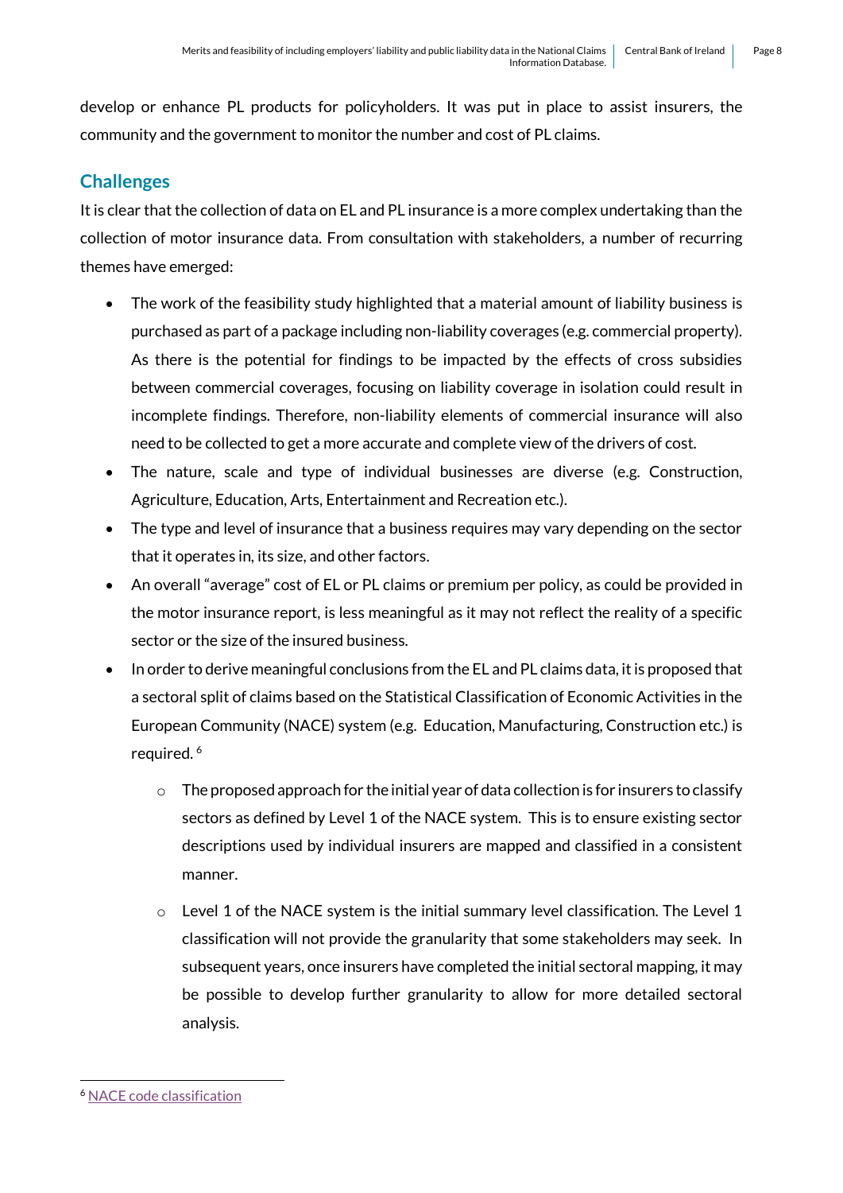develop or enhance PL products for policyholders. It was put in place to assist insurers, the community and the government to monitor the number and cost of PL claims.

## Challenges

It is clear that the collection of data on EL and PL insurance is a more complex undertaking than the collection of motor insurance data. From consultation with stakeholders, a number of recurring themes have emerged:

- The work of the feasibility study highlighted that a material amount of liability business is purchased as part of a package including non-liability coverages (e.g. commercial property). As there is the potential for findings to be impacted by the effects of cross subsidies between commercial coverages, focusing on liability coverage in isolation could result in incomplete findings. Therefore, non-liability elements of commercial insurance will also need to be collected to get a more accurate and complete view of the drivers of cost.
- The nature, scale and type of individual businesses are diverse (e.g. Construction, Agriculture, Education, Arts, Entertainment and Recreation etc.).
- The type and level of insurance that a business requires may vary depending on the sector that it operates in, its size, and other factors.
- An overall "average" cost of EL or PL claims or premium per policy, as could be provided in the motor insurance report, is less meaningful as it may not reflect the reality of a specific sector or the size of the insured business.
- In order to derive meaningful conclusions from the EL and PL claims data, it is proposed that a sectoral split of claims based on the Statistical Classification of Economic Activities in the European Community (NACE) system (e.g. Education, Manufacturing, Construction etc.) is required. [6]
    - The proposed approach for the initial year of data collection is for insurers to classify sectors as defined by Level 1 of the NACE system. This is to ensure existing sector descriptions used by individual insurers are mapped and classified in a consistent manner.
    - Level 1 of the NACE system is the initial summary level classification. The Level 1 classification will not provide the granularity that some stakeholders may seek. In subsequent years, once insurers have completed the initial sectoral mapping, it may be possible to develop further granularity to allow for more detailed sectoral analysis.

---

[6] NACE code classification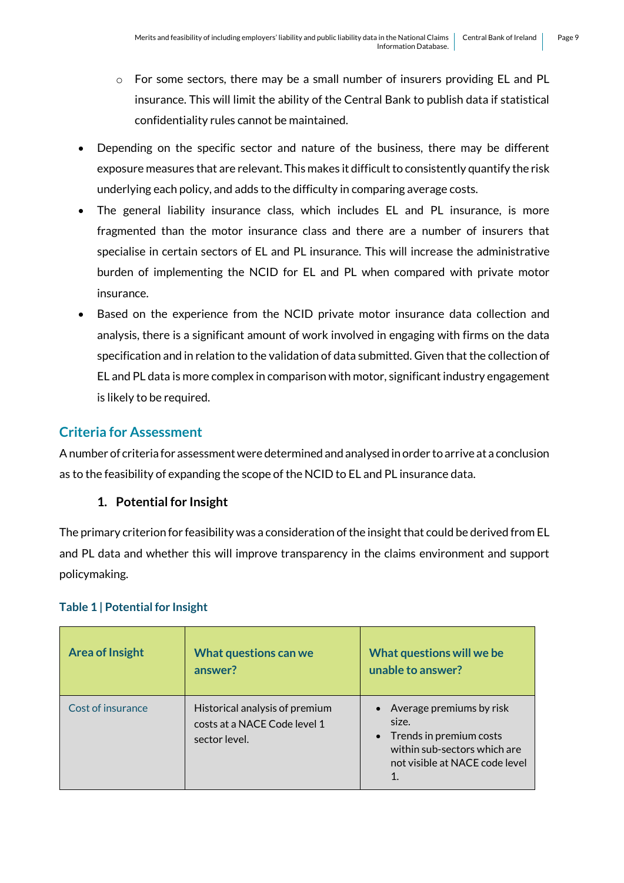- For some sectors, there may be a small number of insurers providing EL and PL insurance. This will limit the ability of the Central Bank to publish data if statistical confidentiality rules cannot be maintained.

- Depending on the specific sector and nature of the business, there may be different exposure measures that are relevant. This makes it difficult to consistently quantify the risk underlying each policy, and adds to the difficulty in comparing average costs.
- The general liability insurance class, which includes EL and PL insurance, is more fragmented than the motor insurance class and there are a number of insurers that specialise in certain sectors of EL and PL insurance. This will increase the administrative burden of implementing the NCID for EL and PL when compared with private motor insurance.
- Based on the experience from the NCID private motor insurance data collection and analysis, there is a significant amount of work involved in engaging with firms on the data specification and in relation to the validation of data submitted. Given that the collection of EL and PL data is more complex in comparison with motor, significant industry engagement is likely to be required.

## Criteria for Assessment

A number of criteria for assessment were determined and analysed in order to arrive at a conclusion as to the feasibility of expanding the scope of the NCID to EL and PL insurance data.

### 1. Potential for Insight

The primary criterion for feasibility was a consideration of the insight that could be derived from EL and PL data and whether this will improve transparency in the claims environment and support policymaking.

**Table 1 | Potential for Insight**

| Area of Insight | What questions can we answer? | What questions will we be unable to answer? |
|---|---|---|
| Cost of insurance | Historical analysis of premium costs at a NACE Code level 1 sector level. | • Average premiums by risk size.<br>• Trends in premium costs within sub-sectors which are not visible at NACE code level 1. |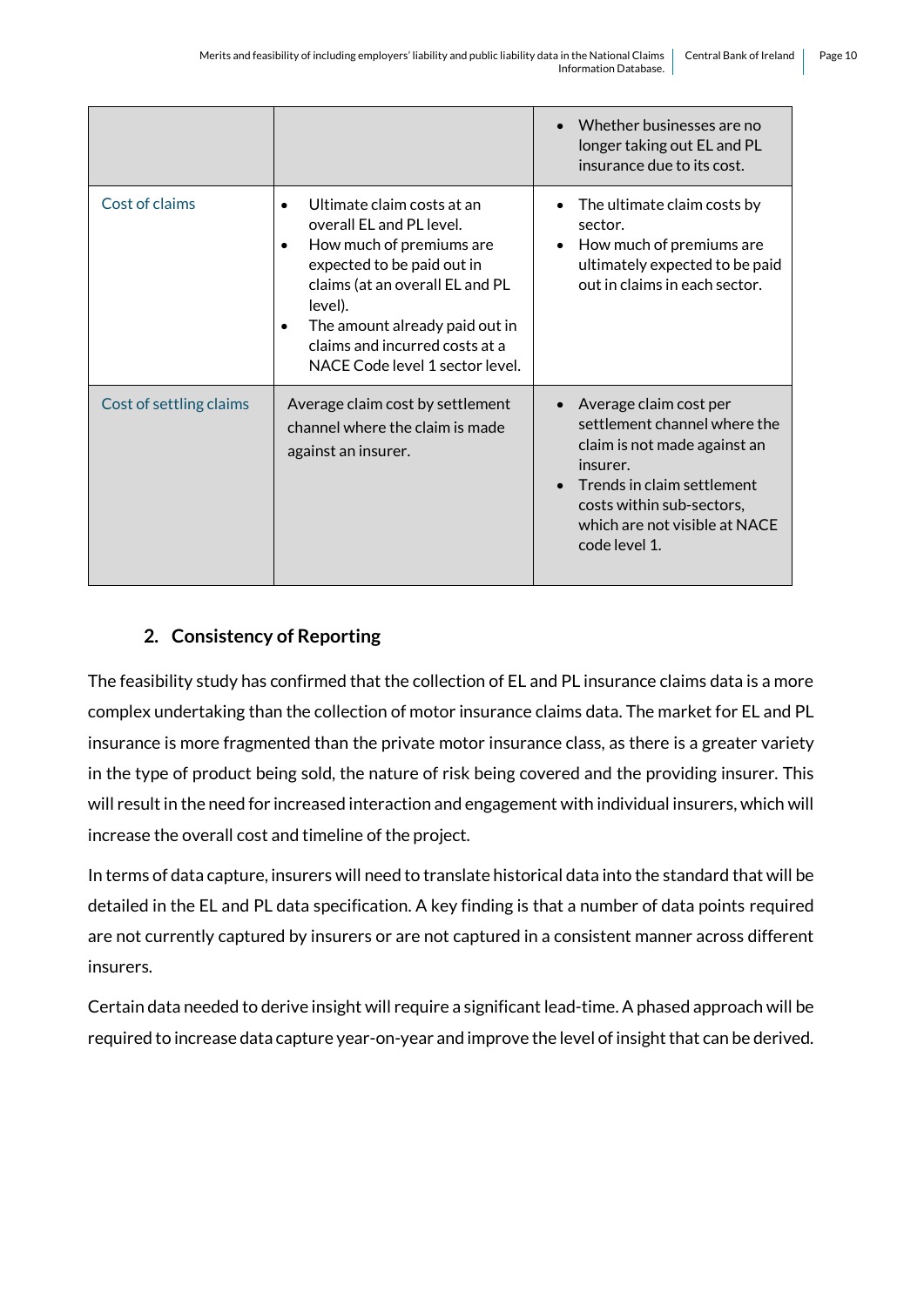| | | |
|---|---|---|
| | | • Whether businesses are no longer taking out EL and PL insurance due to its cost. |
| Cost of claims | • Ultimate claim costs at an overall EL and PL level.<br>• How much of premiums are expected to be paid out in claims (at an overall EL and PL level).<br>• The amount already paid out in claims and incurred costs at a NACE Code level 1 sector level. | • The ultimate claim costs by sector.<br>• How much of premiums are ultimately expected to be paid out in claims in each sector. |
| Cost of settling claims | Average claim cost by settlement channel where the claim is made against an insurer. | • Average claim cost per settlement channel where the claim is not made against an insurer.<br>• Trends in claim settlement costs within sub-sectors, which are not visible at NACE code level 1. |

## 2. Consistency of Reporting

The feasibility study has confirmed that the collection of EL and PL insurance claims data is a more complex undertaking than the collection of motor insurance claims data. The market for EL and PL insurance is more fragmented than the private motor insurance class, as there is a greater variety in the type of product being sold, the nature of risk being covered and the providing insurer. This will result in the need for increased interaction and engagement with individual insurers, which will increase the overall cost and timeline of the project.

In terms of data capture, insurers will need to translate historical data into the standard that will be detailed in the EL and PL data specification. A key finding is that a number of data points required are not currently captured by insurers or are not captured in a consistent manner across different insurers.

Certain data needed to derive insight will require a significant lead-time. A phased approach will be required to increase data capture year-on-year and improve the level of insight that can be derived.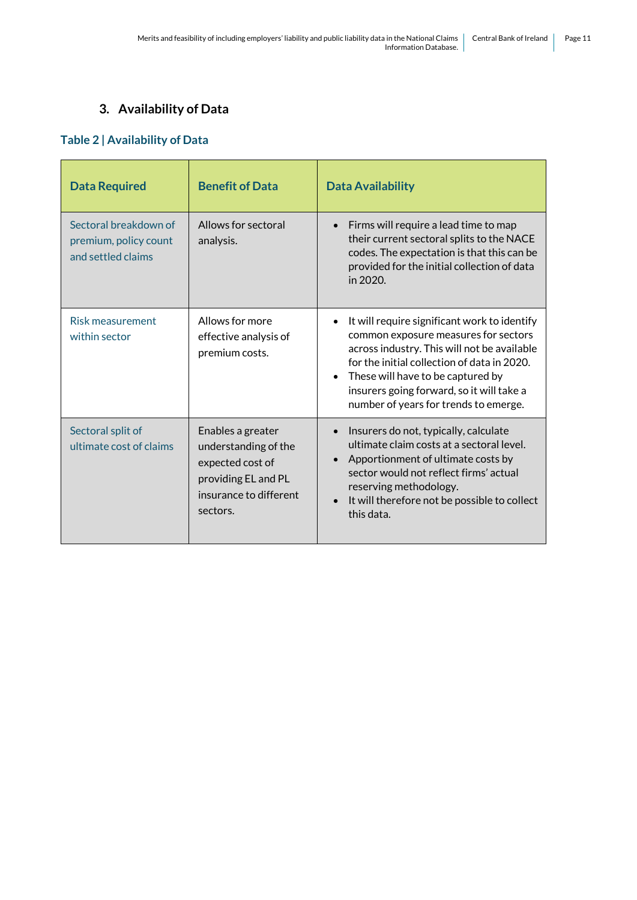## 3. Availability of Data

### Table 2 | Availability of Data

| Data Required | Benefit of Data | Data Availability |
| --- | --- | --- |
| Sectoral breakdown of premium, policy count and settled claims | Allows for sectoral analysis. | • Firms will require a lead time to map their current sectoral splits to the NACE codes. The expectation is that this can be provided for the initial collection of data in 2020. |
| Risk measurement within sector | Allows for more effective analysis of premium costs. | • It will require significant work to identify common exposure measures for sectors across industry. This will not be available for the initial collection of data in 2020.<br>• These will have to be captured by insurers going forward, so it will take a number of years for trends to emerge. |
| Sectoral split of ultimate cost of claims | Enables a greater understanding of the expected cost of providing EL and PL insurance to different sectors. | • Insurers do not, typically, calculate ultimate claim costs at a sectoral level.<br>• Apportionment of ultimate costs by sector would not reflect firms' actual reserving methodology.<br>• It will therefore not be possible to collect this data. |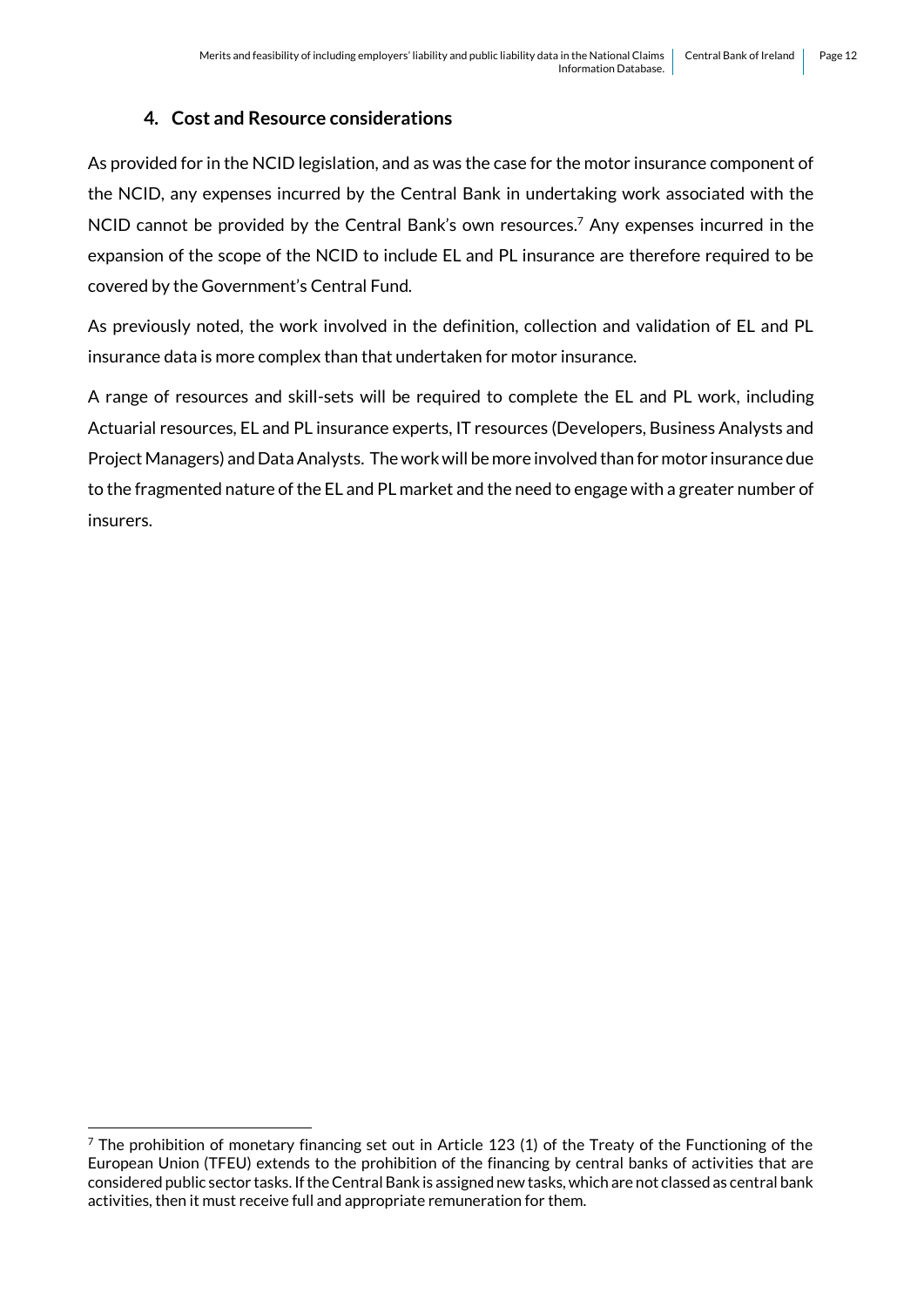## 4. Cost and Resource considerations

As provided for in the NCID legislation, and as was the case for the motor insurance component of the NCID, any expenses incurred by the Central Bank in undertaking work associated with the NCID cannot be provided by the Central Bank's own resources.[7] Any expenses incurred in the expansion of the scope of the NCID to include EL and PL insurance are therefore required to be covered by the Government's Central Fund.

As previously noted, the work involved in the definition, collection and validation of EL and PL insurance data is more complex than that undertaken for motor insurance.

A range of resources and skill-sets will be required to complete the EL and PL work, including Actuarial resources, EL and PL insurance experts, IT resources (Developers, Business Analysts and Project Managers) and Data Analysts. The work will be more involved than for motor insurance due to the fragmented nature of the EL and PL market and the need to engage with a greater number of insurers.

[7] The prohibition of monetary financing set out in Article 123 (1) of the Treaty of the Functioning of the European Union (TFEU) extends to the prohibition of the financing by central banks of activities that are considered public sector tasks. If the Central Bank is assigned new tasks, which are not classed as central bank activities, then it must receive full and appropriate remuneration for them.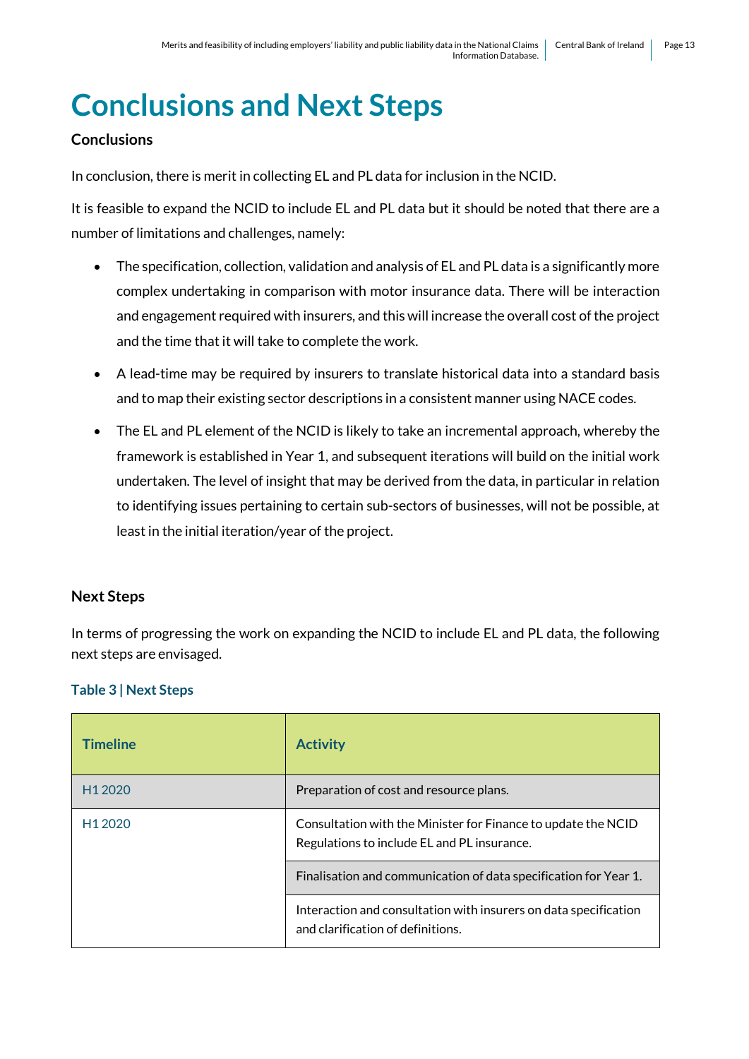# Conclusions and Next Steps

### Conclusions

In conclusion, there is merit in collecting EL and PL data for inclusion in the NCID.

It is feasible to expand the NCID to include EL and PL data but it should be noted that there are a number of limitations and challenges, namely:

- The specification, collection, validation and analysis of EL and PL data is a significantly more complex undertaking in comparison with motor insurance data. There will be interaction and engagement required with insurers, and this will increase the overall cost of the project and the time that it will take to complete the work.
- A lead-time may be required by insurers to translate historical data into a standard basis and to map their existing sector descriptions in a consistent manner using NACE codes.
- The EL and PL element of the NCID is likely to take an incremental approach, whereby the framework is established in Year 1, and subsequent iterations will build on the initial work undertaken. The level of insight that may be derived from the data, in particular in relation to identifying issues pertaining to certain sub-sectors of businesses, will not be possible, at least in the initial iteration/year of the project.

### Next Steps

In terms of progressing the work on expanding the NCID to include EL and PL data, the following next steps are envisaged.

**Table 3 | Next Steps**

| Timeline | Activity |
|---|---|
| H1 2020 | Preparation of cost and resource plans. |
| H1 2020 | Consultation with the Minister for Finance to update the NCID Regulations to include EL and PL insurance. |
| | Finalisation and communication of data specification for Year 1. |
| | Interaction and consultation with insurers on data specification and clarification of definitions. |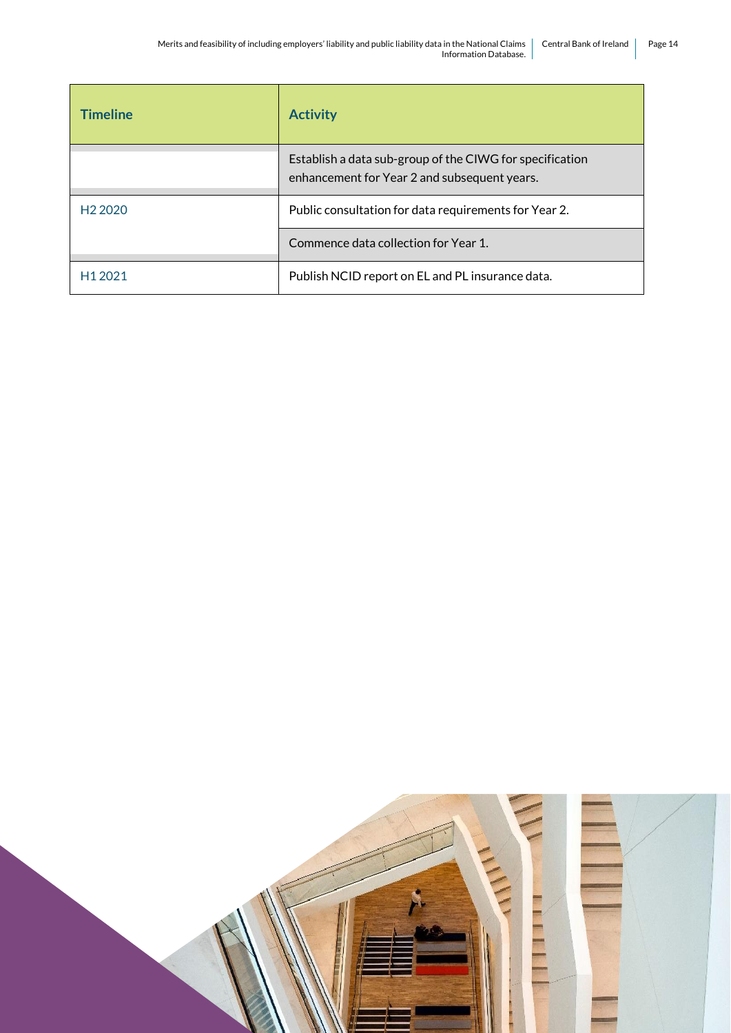| Timeline | Activity |
|---|---|
| | Establish a data sub-group of the CIWG for specification enhancement for Year 2 and subsequent years. |
| H2 2020 | Public consultation for data requirements for Year 2. |
| | Commence data collection for Year 1. |
| H1 2021 | Publish NCID report on EL and PL insurance data. |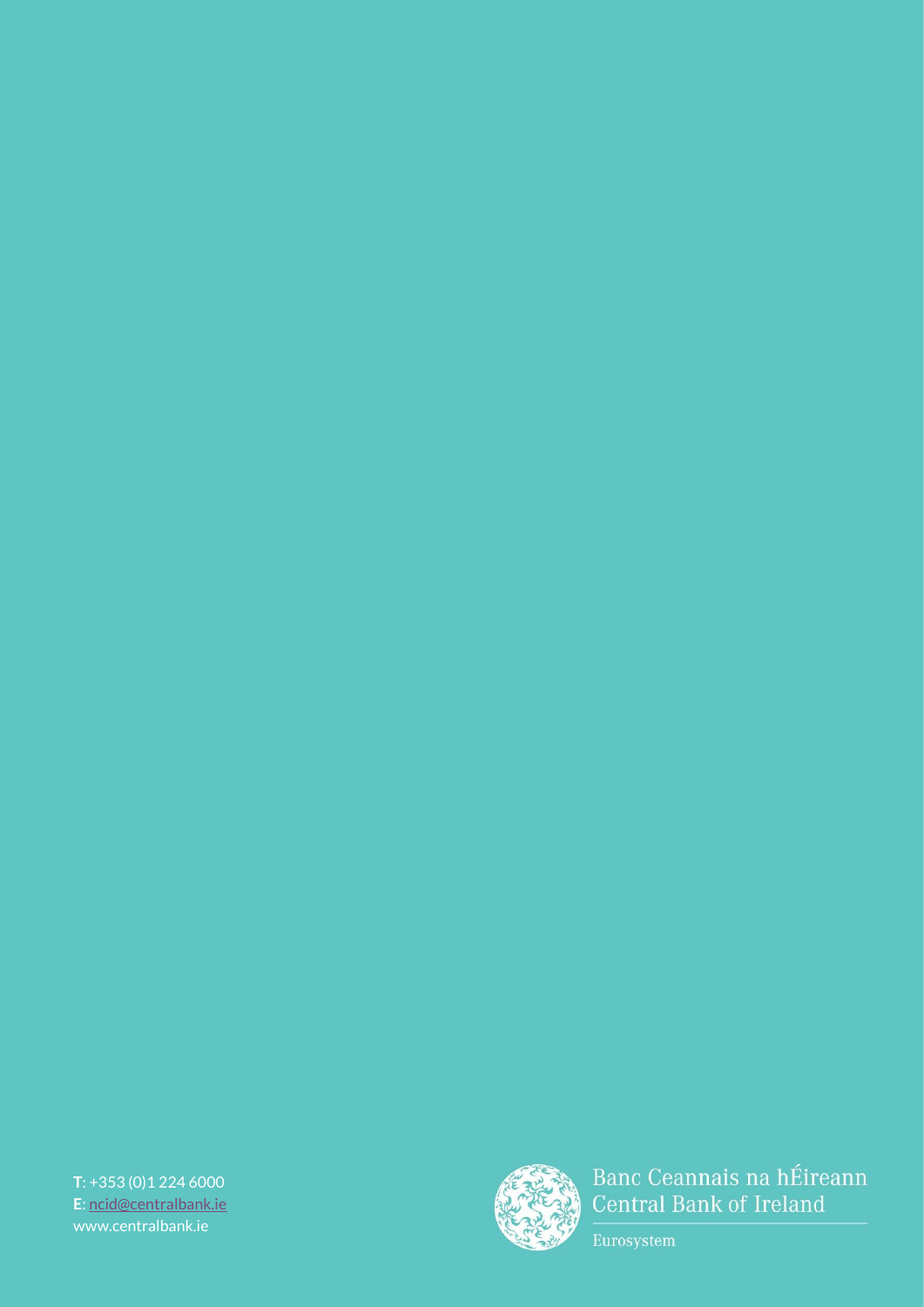**T**: +353 (0)1 224 6000
**E**: ncid@centralbank.ie
www.centralbank.ie

Banc Ceannais na hÉireann
Central Bank of Ireland

Eurosystem